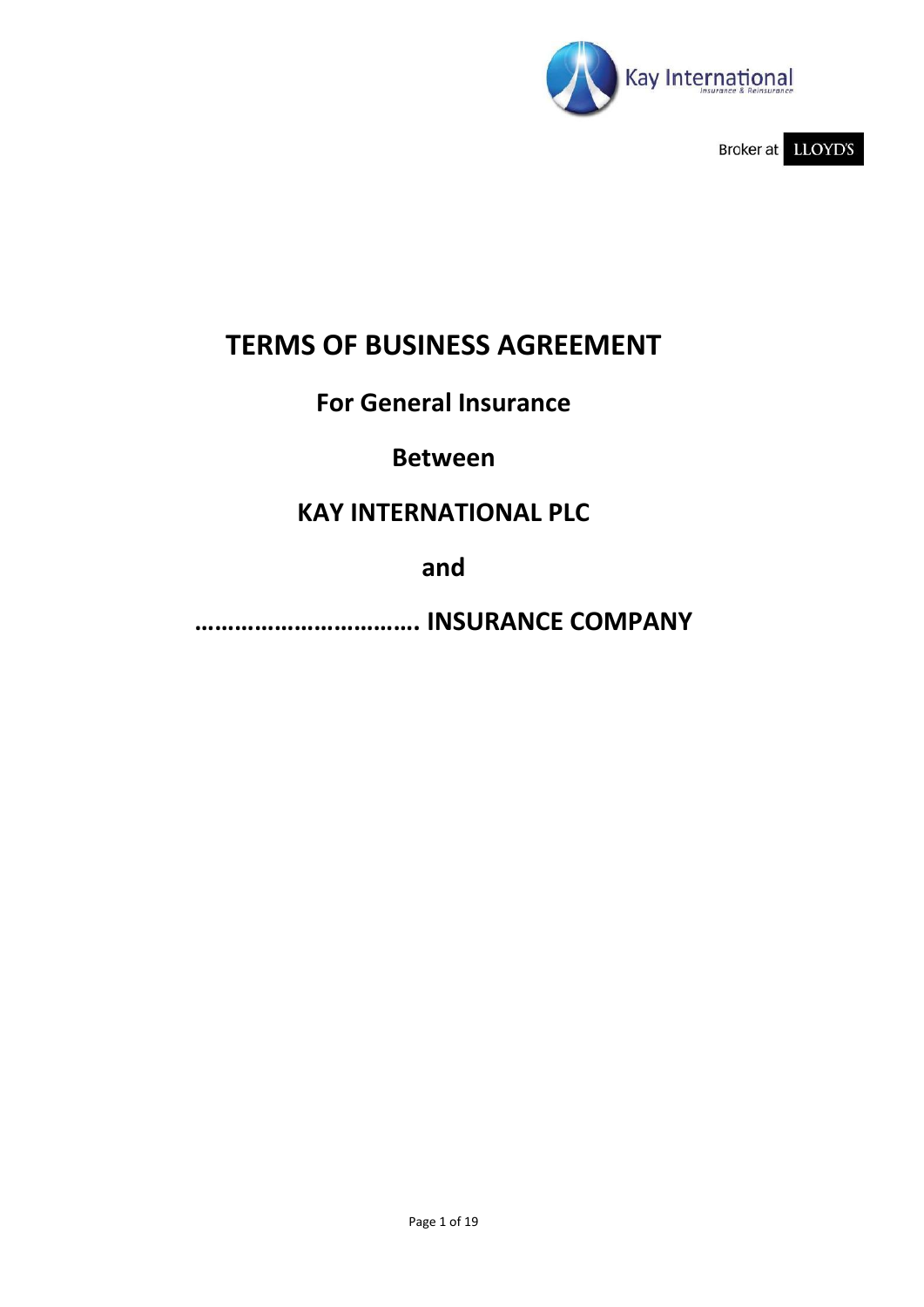Kay International
Insurance & Reinsurance

Broker at LLOYD'S

# TERMS OF BUSINESS AGREEMENT

## For General Insurance

## Between

## KAY INTERNATIONAL PLC

## and

## ……………………………. INSURANCE COMPANY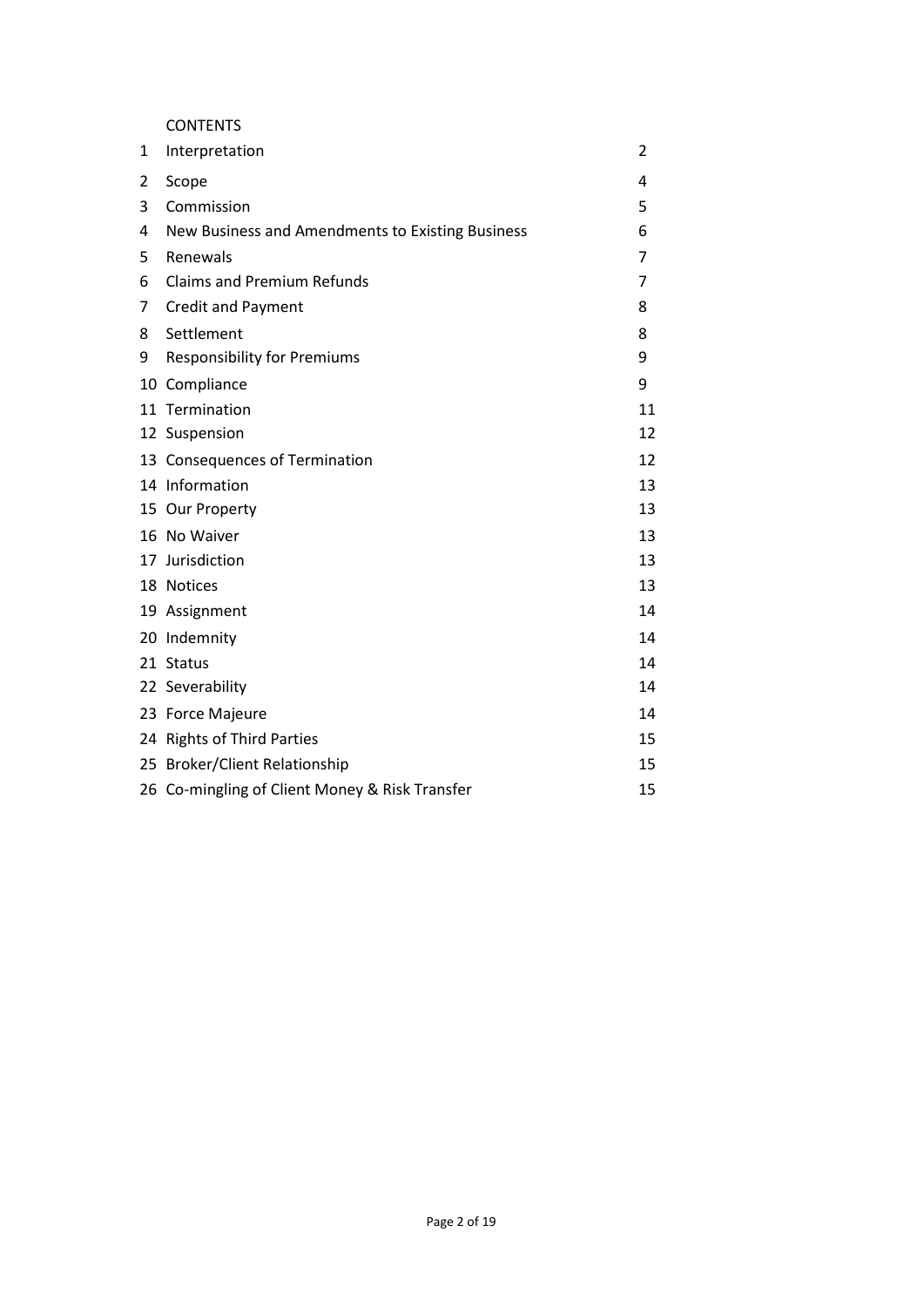CONTENTS

| | | |
|---|---|---|
| 1 | Interpretation | 2 |
| 2 | Scope | 4 |
| 3 | Commission | 5 |
| 4 | New Business and Amendments to Existing Business | 6 |
| 5 | Renewals | 7 |
| 6 | Claims and Premium Refunds | 7 |
| 7 | Credit and Payment | 8 |
| 8 | Settlement | 8 |
| 9 | Responsibility for Premiums | 9 |
| 10 | Compliance | 9 |
| 11 | Termination | 11 |
| 12 | Suspension | 12 |
| 13 | Consequences of Termination | 12 |
| 14 | Information | 13 |
| 15 | Our Property | 13 |
| 16 | No Waiver | 13 |
| 17 | Jurisdiction | 13 |
| 18 | Notices | 13 |
| 19 | Assignment | 14 |
| 20 | Indemnity | 14 |
| 21 | Status | 14 |
| 22 | Severability | 14 |
| 23 | Force Majeure | 14 |
| 24 | Rights of Third Parties | 15 |
| 25 | Broker/Client Relationship | 15 |
| 26 | Co-mingling of Client Money & Risk Transfer | 15 |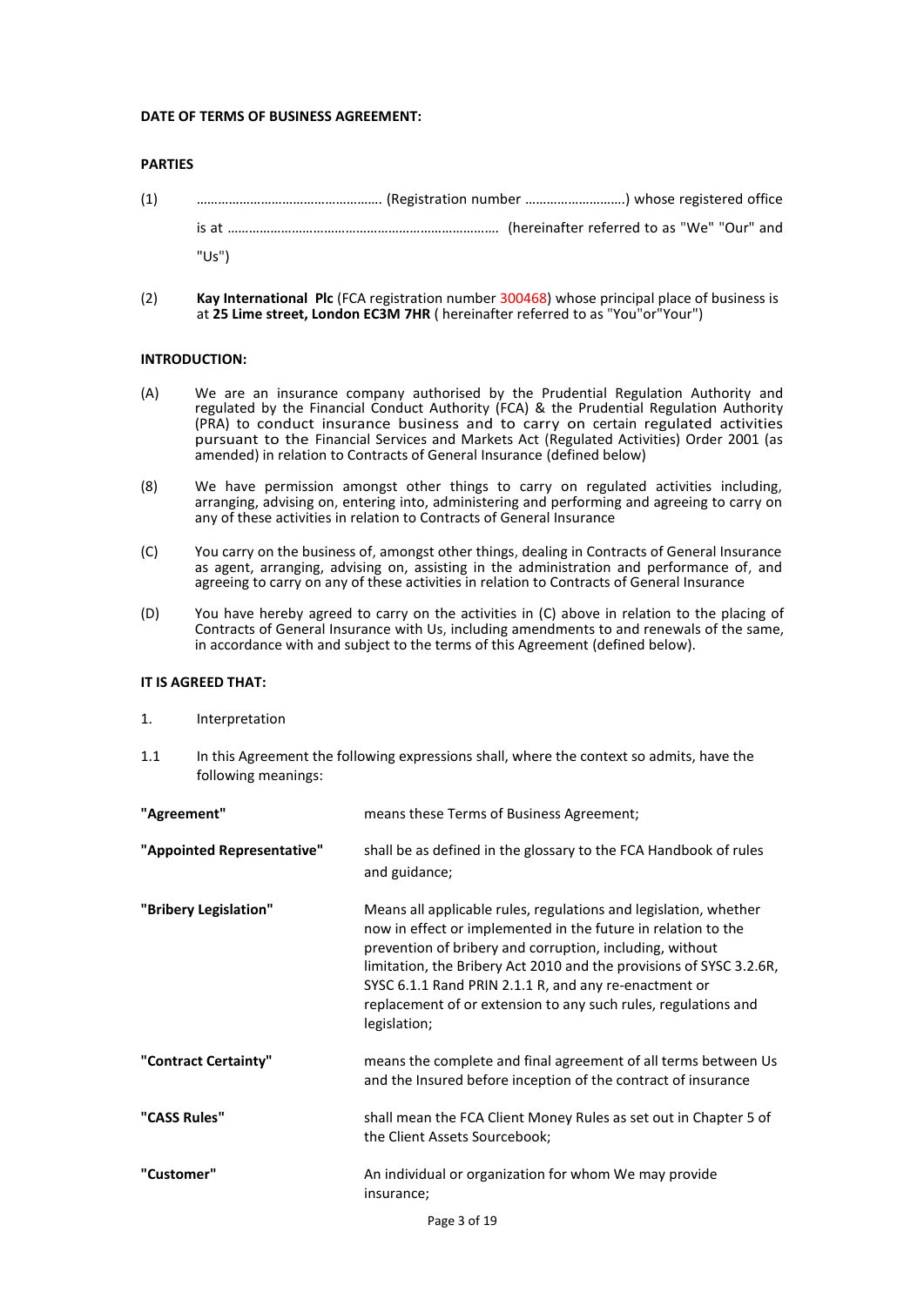**DATE OF TERMS OF BUSINESS AGREEMENT:**

**PARTIES**

(1) ……………………………………………. (Registration number ……………………….) whose registered office is at ……………………………………………………………… (hereinafter referred to as "We" "Our" and "Us")

(2) **Kay International Plc** (FCA registration number 300468) whose principal place of business is at **25 Lime street, London EC3M 7HR** ( hereinafter referred to as "You"or"Your")

**INTRODUCTION:**

(A) We are an insurance company authorised by the Prudential Regulation Authority and regulated by the Financial Conduct Authority (FCA) & the Prudential Regulation Authority (PRA) to conduct insurance business and to carry on certain regulated activities pursuant to the Financial Services and Markets Act (Regulated Activities) Order 2001 (as amended) in relation to Contracts of General Insurance (defined below)

(8) We have permission amongst other things to carry on regulated activities including, arranging, advising on, entering into, administering and performing and agreeing to carry on any of these activities in relation to Contracts of General Insurance

(C) You carry on the business of, amongst other things, dealing in Contracts of General Insurance as agent, arranging, advising on, assisting in the administration and performance of, and agreeing to carry on any of these activities in relation to Contracts of General Insurance

(D) You have hereby agreed to carry on the activities in (C) above in relation to the placing of Contracts of General Insurance with Us, including amendments to and renewals of the same, in accordance with and subject to the terms of this Agreement (defined below).

**IT IS AGREED THAT:**

1. Interpretation

1.1 In this Agreement the following expressions shall, where the context so admits, have the following meanings:

| | |
|---|---|
| **"Agreement"** | means these Terms of Business Agreement; |
| **"Appointed Representative"** | shall be as defined in the glossary to the FCA Handbook of rules and guidance; |
| **"Bribery Legislation"** | Means all applicable rules, regulations and legislation, whether now in effect or implemented in the future in relation to the prevention of bribery and corruption, including, without limitation, the Bribery Act 2010 and the provisions of SYSC 3.2.6R, SYSC 6.1.1 Rand PRIN 2.1.1 R, and any re-enactment or replacement of or extension to any such rules, regulations and legislation; |
| **"Contract Certainty"** | means the complete and final agreement of all terms between Us and the Insured before inception of the contract of insurance |
| **"CASS Rules"** | shall mean the FCA Client Money Rules as set out in Chapter 5 of the Client Assets Sourcebook; |
| **"Customer"** | An individual or organization for whom We may provide insurance; |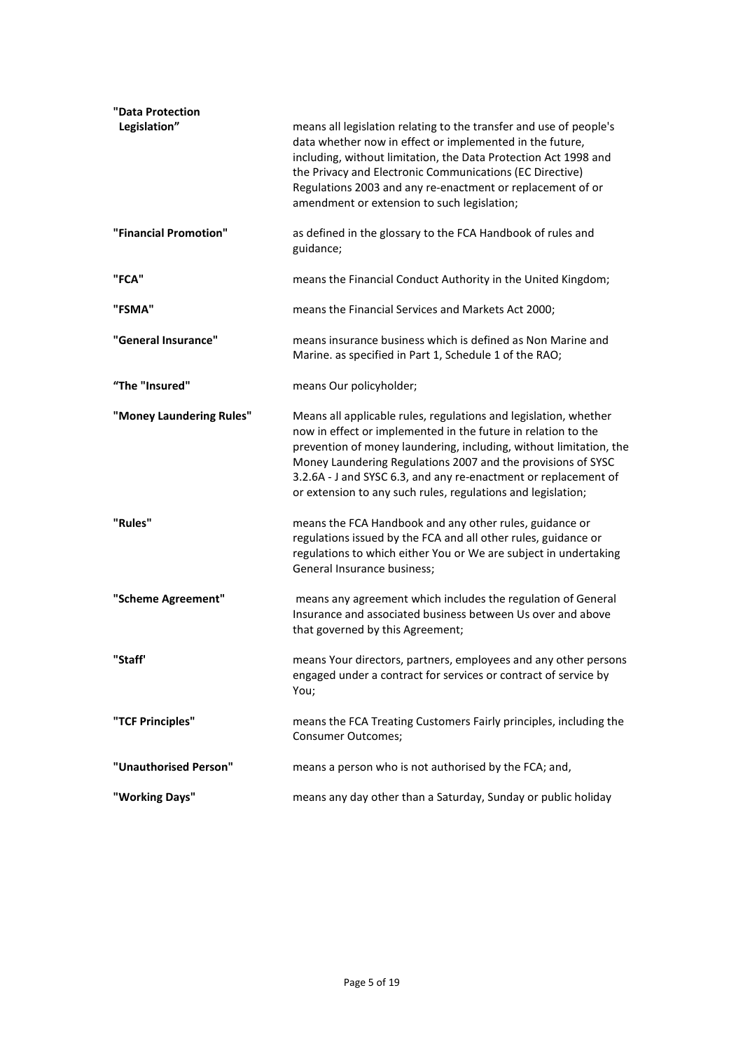| | |
|---|---|
| **"Data Protection Legislation"** | means all legislation relating to the transfer and use of people's data whether now in effect or implemented in the future, including, without limitation, the Data Protection Act 1998 and the Privacy and Electronic Communications (EC Directive) Regulations 2003 and any re-enactment or replacement of or amendment or extension to such legislation; |
| **"Financial Promotion"** | as defined in the glossary to the FCA Handbook of rules and guidance; |
| **"FCA"** | means the Financial Conduct Authority in the United Kingdom; |
| **"FSMA"** | means the Financial Services and Markets Act 2000; |
| **"General Insurance"** | means insurance business which is defined as Non Marine and Marine. as specified in Part 1, Schedule 1 of the RAO; |
| **"The "Insured"** | means Our policyholder; |
| **"Money Laundering Rules"** | Means all applicable rules, regulations and legislation, whether now in effect or implemented in the future in relation to the prevention of money laundering, including, without limitation, the Money Laundering Regulations 2007 and the provisions of SYSC 3.2.6A - J and SYSC 6.3, and any re-enactment or replacement of or extension to any such rules, regulations and legislation; |
| **"Rules"** | means the FCA Handbook and any other rules, guidance or regulations issued by the FCA and all other rules, guidance or regulations to which either You or We are subject in undertaking General Insurance business; |
| **"Scheme Agreement"** | means any agreement which includes the regulation of General Insurance and associated business between Us over and above that governed by this Agreement; |
| **"Staff'** | means Your directors, partners, employees and any other persons engaged under a contract for services or contract of service by You; |
| **"TCF Principles"** | means the FCA Treating Customers Fairly principles, including the Consumer Outcomes; |
| **"Unauthorised Person"** | means a person who is not authorised by the FCA; and, |
| **"Working Days"** | means any day other than a Saturday, Sunday or public holiday |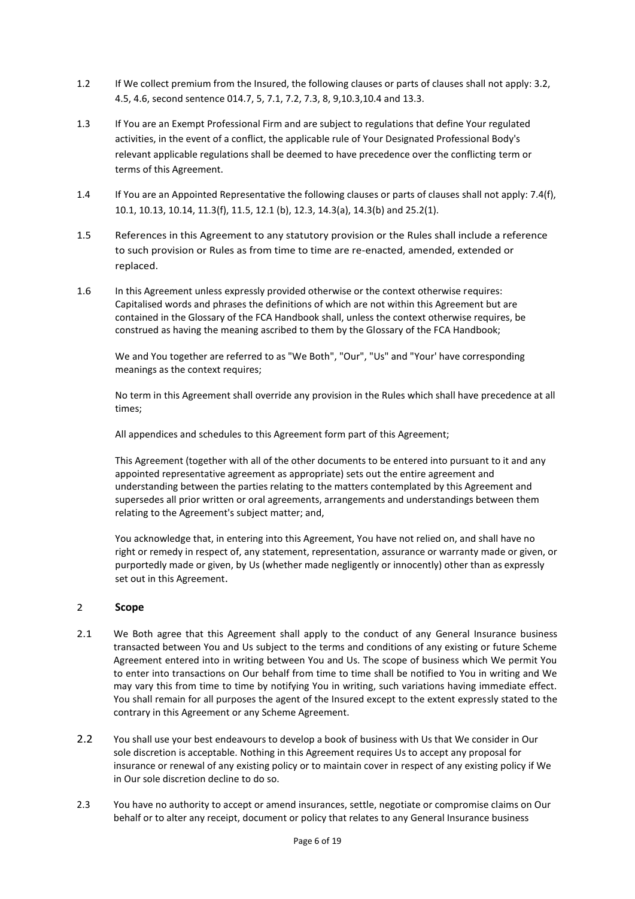1.2 If We collect premium from the Insured, the following clauses or parts of clauses shall not apply: 3.2, 4.5, 4.6, second sentence 014.7, 5, 7.1, 7.2, 7.3, 8, 9,10.3,10.4 and 13.3.

1.3 If You are an Exempt Professional Firm and are subject to regulations that define Your regulated activities, in the event of a conflict, the applicable rule of Your Designated Professional Body's relevant applicable regulations shall be deemed to have precedence over the conflicting term or terms of this Agreement.

1.4 If You are an Appointed Representative the following clauses or parts of clauses shall not apply: 7.4(f), 10.1, 10.13, 10.14, 11.3(f), 11.5, 12.1 (b), 12.3, 14.3(a), 14.3(b) and 25.2(1).

1.5 References in this Agreement to any statutory provision or the Rules shall include a reference to such provision or Rules as from time to time are re-enacted, amended, extended or replaced.

1.6 In this Agreement unless expressly provided otherwise or the context otherwise requires: Capitalised words and phrases the definitions of which are not within this Agreement but are contained in the Glossary of the FCA Handbook shall, unless the context otherwise requires, be construed as having the meaning ascribed to them by the Glossary of the FCA Handbook;

We and You together are referred to as "We Both", "Our", "Us" and "Your' have corresponding meanings as the context requires;

No term in this Agreement shall override any provision in the Rules which shall have precedence at all times;

All appendices and schedules to this Agreement form part of this Agreement;

This Agreement (together with all of the other documents to be entered into pursuant to it and any appointed representative agreement as appropriate) sets out the entire agreement and understanding between the parties relating to the matters contemplated by this Agreement and supersedes all prior written or oral agreements, arrangements and understandings between them relating to the Agreement's subject matter; and,

You acknowledge that, in entering into this Agreement, You have not relied on, and shall have no right or remedy in respect of, any statement, representation, assurance or warranty made or given, or purportedly made or given, by Us (whether made negligently or innocently) other than as expressly set out in this Agreement.

## 2 Scope

2.1 We Both agree that this Agreement shall apply to the conduct of any General Insurance business transacted between You and Us subject to the terms and conditions of any existing or future Scheme Agreement entered into in writing between You and Us. The scope of business which We permit You to enter into transactions on Our behalf from time to time shall be notified to You in writing and We may vary this from time to time by notifying You in writing, such variations having immediate effect. You shall remain for all purposes the agent of the Insured except to the extent expressly stated to the contrary in this Agreement or any Scheme Agreement.

2.2 You shall use your best endeavours to develop a book of business with Us that We consider in Our sole discretion is acceptable. Nothing in this Agreement requires Us to accept any proposal for insurance or renewal of any existing policy or to maintain cover in respect of any existing policy if We in Our sole discretion decline to do so.

2.3 You have no authority to accept or amend insurances, settle, negotiate or compromise claims on Our behalf or to alter any receipt, document or policy that relates to any General Insurance business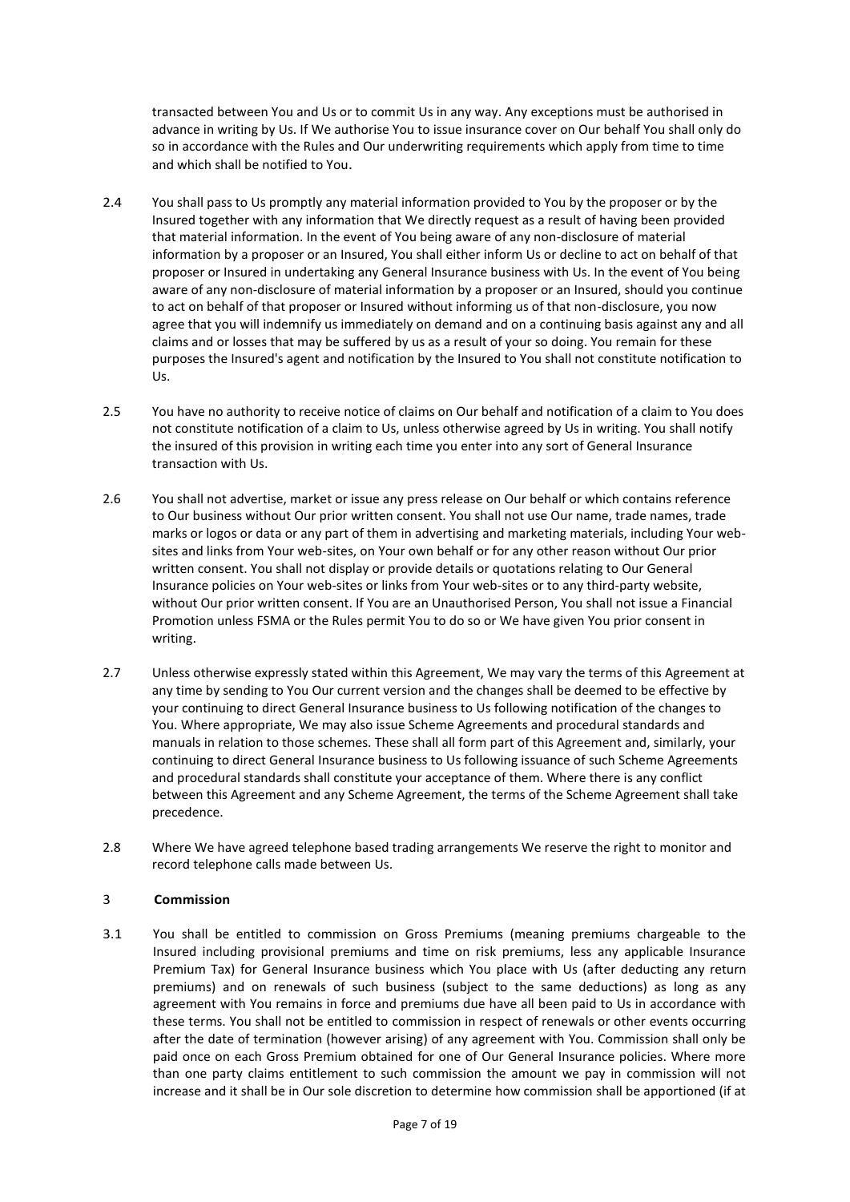transacted between You and Us or to commit Us in any way. Any exceptions must be authorised in advance in writing by Us. If We authorise You to issue insurance cover on Our behalf You shall only do so in accordance with the Rules and Our underwriting requirements which apply from time to time and which shall be notified to You.

2.4 You shall pass to Us promptly any material information provided to You by the proposer or by the Insured together with any information that We directly request as a result of having been provided that material information. In the event of You being aware of any non-disclosure of material information by a proposer or an Insured, You shall either inform Us or decline to act on behalf of that proposer or Insured in undertaking any General Insurance business with Us. In the event of You being aware of any non-disclosure of material information by a proposer or an Insured, should you continue to act on behalf of that proposer or Insured without informing us of that non-disclosure, you now agree that you will indemnify us immediately on demand and on a continuing basis against any and all claims and or losses that may be suffered by us as a result of your so doing. You remain for these purposes the Insured's agent and notification by the Insured to You shall not constitute notification to Us.

2.5 You have no authority to receive notice of claims on Our behalf and notification of a claim to You does not constitute notification of a claim to Us, unless otherwise agreed by Us in writing. You shall notify the insured of this provision in writing each time you enter into any sort of General Insurance transaction with Us.

2.6 You shall not advertise, market or issue any press release on Our behalf or which contains reference to Our business without Our prior written consent. You shall not use Our name, trade names, trade marks or logos or data or any part of them in advertising and marketing materials, including Your web-sites and links from Your web-sites, on Your own behalf or for any other reason without Our prior written consent. You shall not display or provide details or quotations relating to Our General Insurance policies on Your web-sites or links from Your web-sites or to any third-party website, without Our prior written consent. If You are an Unauthorised Person, You shall not issue a Financial Promotion unless FSMA or the Rules permit You to do so or We have given You prior consent in writing.

2.7 Unless otherwise expressly stated within this Agreement, We may vary the terms of this Agreement at any time by sending to You Our current version and the changes shall be deemed to be effective by your continuing to direct General Insurance business to Us following notification of the changes to You. Where appropriate, We may also issue Scheme Agreements and procedural standards and manuals in relation to those schemes. These shall all form part of this Agreement and, similarly, your continuing to direct General Insurance business to Us following issuance of such Scheme Agreements and procedural standards shall constitute your acceptance of them. Where there is any conflict between this Agreement and any Scheme Agreement, the terms of the Scheme Agreement shall take precedence.

2.8 Where We have agreed telephone based trading arrangements We reserve the right to monitor and record telephone calls made between Us.

## 3 Commission

3.1 You shall be entitled to commission on Gross Premiums (meaning premiums chargeable to the Insured including provisional premiums and time on risk premiums, less any applicable Insurance Premium Tax) for General Insurance business which You place with Us (after deducting any return premiums) and on renewals of such business (subject to the same deductions) as long as any agreement with You remains in force and premiums due have all been paid to Us in accordance with these terms. You shall not be entitled to commission in respect of renewals or other events occurring after the date of termination (however arising) of any agreement with You. Commission shall only be paid once on each Gross Premium obtained for one of Our General Insurance policies. Where more than one party claims entitlement to such commission the amount we pay in commission will not increase and it shall be in Our sole discretion to determine how commission shall be apportioned (if at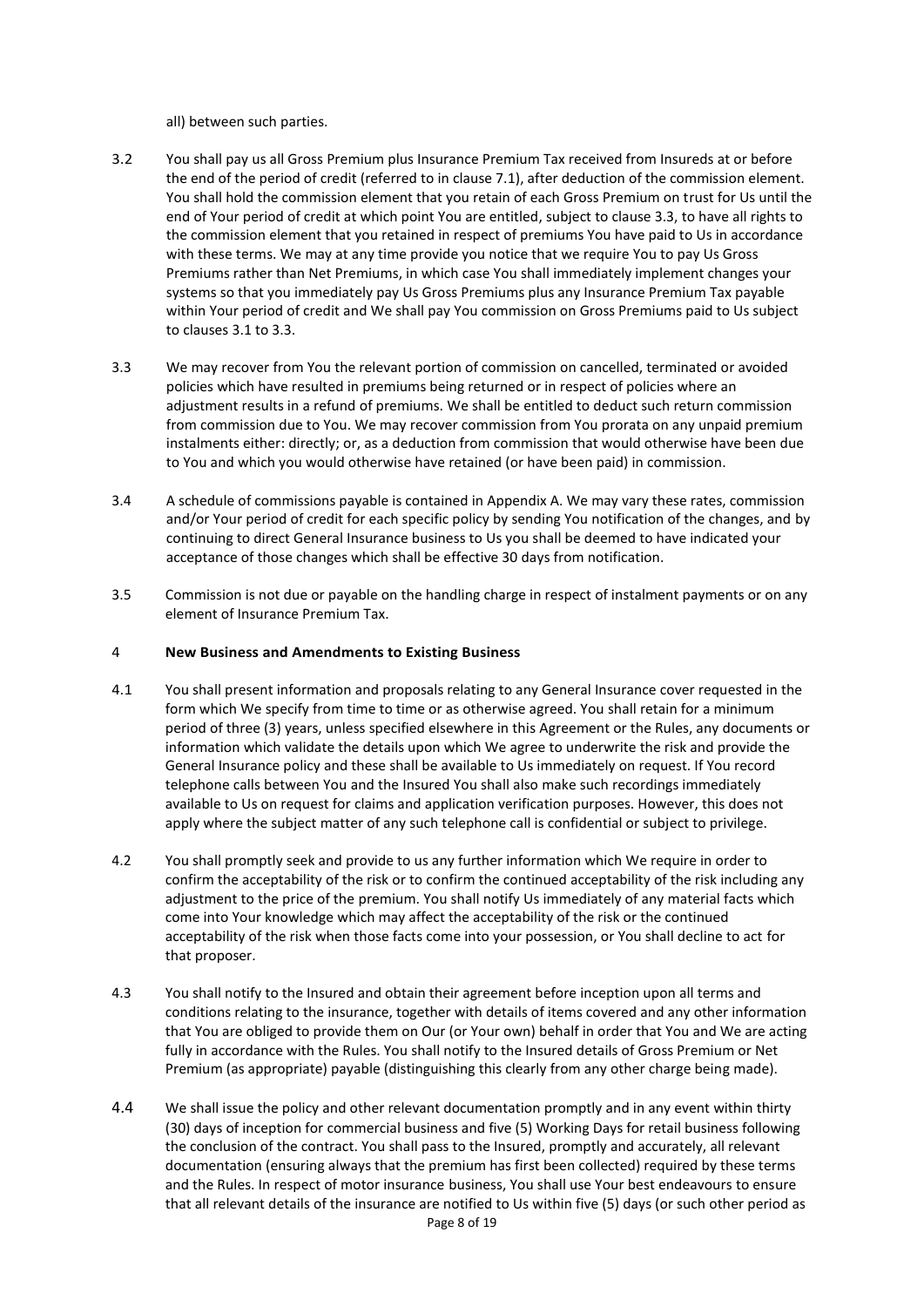all) between such parties.

3.2 You shall pay us all Gross Premium plus Insurance Premium Tax received from Insureds at or before the end of the period of credit (referred to in clause 7.1), after deduction of the commission element. You shall hold the commission element that you retain of each Gross Premium on trust for Us until the end of Your period of credit at which point You are entitled, subject to clause 3.3, to have all rights to the commission element that you retained in respect of premiums You have paid to Us in accordance with these terms. We may at any time provide you notice that we require You to pay Us Gross Premiums rather than Net Premiums, in which case You shall immediately implement changes your systems so that you immediately pay Us Gross Premiums plus any Insurance Premium Tax payable within Your period of credit and We shall pay You commission on Gross Premiums paid to Us subject to clauses 3.1 to 3.3.

3.3 We may recover from You the relevant portion of commission on cancelled, terminated or avoided policies which have resulted in premiums being returned or in respect of policies where an adjustment results in a refund of premiums. We shall be entitled to deduct such return commission from commission due to You. We may recover commission from You prorata on any unpaid premium instalments either: directly; or, as a deduction from commission that would otherwise have been due to You and which you would otherwise have retained (or have been paid) in commission.

3.4 A schedule of commissions payable is contained in Appendix A. We may vary these rates, commission and/or Your period of credit for each specific policy by sending You notification of the changes, and by continuing to direct General Insurance business to Us you shall be deemed to have indicated your acceptance of those changes which shall be effective 30 days from notification.

3.5 Commission is not due or payable on the handling charge in respect of instalment payments or on any element of Insurance Premium Tax.

## 4 New Business and Amendments to Existing Business

4.1 You shall present information and proposals relating to any General Insurance cover requested in the form which We specify from time to time or as otherwise agreed. You shall retain for a minimum period of three (3) years, unless specified elsewhere in this Agreement or the Rules, any documents or information which validate the details upon which We agree to underwrite the risk and provide the General Insurance policy and these shall be available to Us immediately on request. If You record telephone calls between You and the Insured You shall also make such recordings immediately available to Us on request for claims and application verification purposes. However, this does not apply where the subject matter of any such telephone call is confidential or subject to privilege.

4.2 You shall promptly seek and provide to us any further information which We require in order to confirm the acceptability of the risk or to confirm the continued acceptability of the risk including any adjustment to the price of the premium. You shall notify Us immediately of any material facts which come into Your knowledge which may affect the acceptability of the risk or the continued acceptability of the risk when those facts come into your possession, or You shall decline to act for that proposer.

4.3 You shall notify to the Insured and obtain their agreement before inception upon all terms and conditions relating to the insurance, together with details of items covered and any other information that You are obliged to provide them on Our (or Your own) behalf in order that You and We are acting fully in accordance with the Rules. You shall notify to the Insured details of Gross Premium or Net Premium (as appropriate) payable (distinguishing this clearly from any other charge being made).

4.4 We shall issue the policy and other relevant documentation promptly and in any event within thirty (30) days of inception for commercial business and five (5) Working Days for retail business following the conclusion of the contract. You shall pass to the Insured, promptly and accurately, all relevant documentation (ensuring always that the premium has first been collected) required by these terms and the Rules. In respect of motor insurance business, You shall use Your best endeavours to ensure that all relevant details of the insurance are notified to Us within five (5) days (or such other period as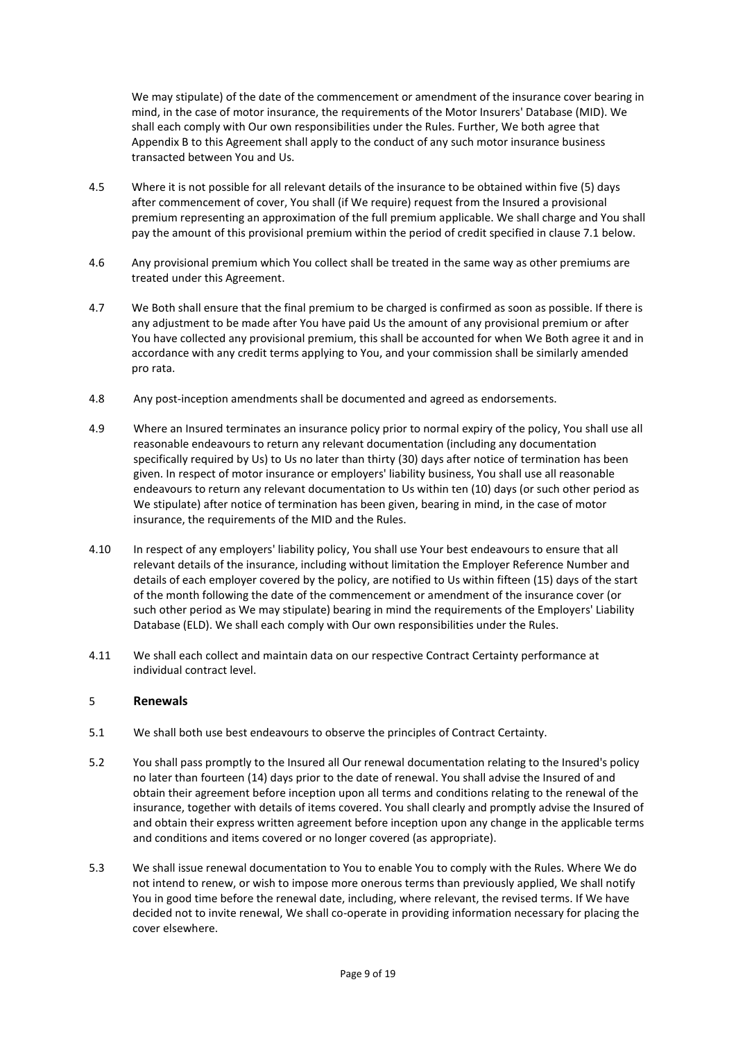We may stipulate) of the date of the commencement or amendment of the insurance cover bearing in mind, in the case of motor insurance, the requirements of the Motor Insurers' Database (MID). We shall each comply with Our own responsibilities under the Rules. Further, We both agree that Appendix B to this Agreement shall apply to the conduct of any such motor insurance business transacted between You and Us.

4.5 Where it is not possible for all relevant details of the insurance to be obtained within five (5) days after commencement of cover, You shall (if We require) request from the Insured a provisional premium representing an approximation of the full premium applicable. We shall charge and You shall pay the amount of this provisional premium within the period of credit specified in clause 7.1 below.

4.6 Any provisional premium which You collect shall be treated in the same way as other premiums are treated under this Agreement.

4.7 We Both shall ensure that the final premium to be charged is confirmed as soon as possible. If there is any adjustment to be made after You have paid Us the amount of any provisional premium or after You have collected any provisional premium, this shall be accounted for when We Both agree it and in accordance with any credit terms applying to You, and your commission shall be similarly amended pro rata.

4.8 Any post-inception amendments shall be documented and agreed as endorsements.

4.9 Where an Insured terminates an insurance policy prior to normal expiry of the policy, You shall use all reasonable endeavours to return any relevant documentation (including any documentation specifically required by Us) to Us no later than thirty (30) days after notice of termination has been given. In respect of motor insurance or employers' liability business, You shall use all reasonable endeavours to return any relevant documentation to Us within ten (10) days (or such other period as We stipulate) after notice of termination has been given, bearing in mind, in the case of motor insurance, the requirements of the MID and the Rules.

4.10 In respect of any employers' liability policy, You shall use Your best endeavours to ensure that all relevant details of the insurance, including without limitation the Employer Reference Number and details of each employer covered by the policy, are notified to Us within fifteen (15) days of the start of the month following the date of the commencement or amendment of the insurance cover (or such other period as We may stipulate) bearing in mind the requirements of the Employers' Liability Database (ELD). We shall each comply with Our own responsibilities under the Rules.

4.11 We shall each collect and maintain data on our respective Contract Certainty performance at individual contract level.

## 5 Renewals

5.1 We shall both use best endeavours to observe the principles of Contract Certainty.

5.2 You shall pass promptly to the Insured all Our renewal documentation relating to the Insured's policy no later than fourteen (14) days prior to the date of renewal. You shall advise the Insured of and obtain their agreement before inception upon all terms and conditions relating to the renewal of the insurance, together with details of items covered. You shall clearly and promptly advise the Insured of and obtain their express written agreement before inception upon any change in the applicable terms and conditions and items covered or no longer covered (as appropriate).

5.3 We shall issue renewal documentation to You to enable You to comply with the Rules. Where We do not intend to renew, or wish to impose more onerous terms than previously applied, We shall notify You in good time before the renewal date, including, where relevant, the revised terms. If We have decided not to invite renewal, We shall co-operate in providing information necessary for placing the cover elsewhere.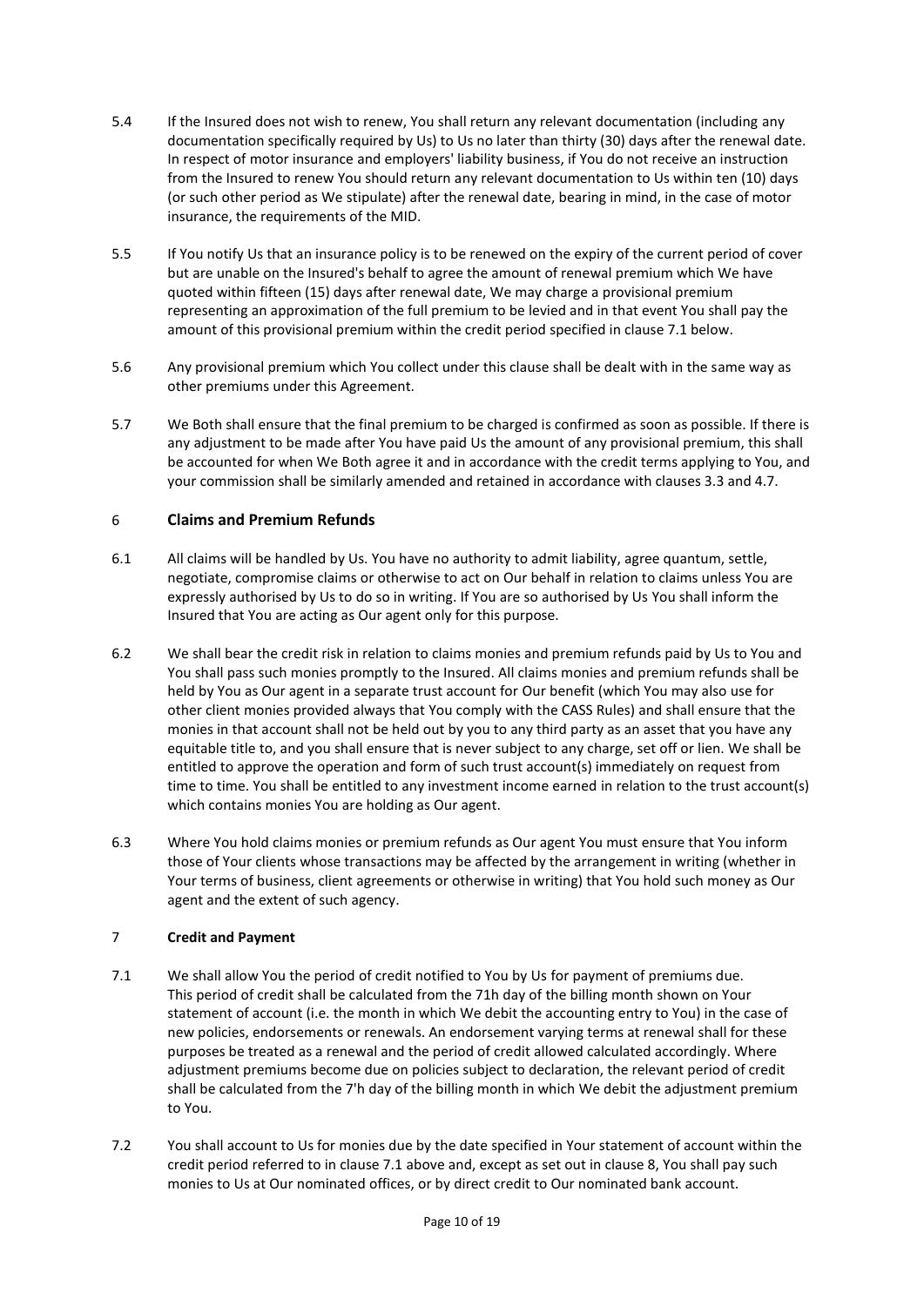5.4 If the Insured does not wish to renew, You shall return any relevant documentation (including any documentation specifically required by Us) to Us no later than thirty (30) days after the renewal date. In respect of motor insurance and employers' liability business, if You do not receive an instruction from the Insured to renew You should return any relevant documentation to Us within ten (10) days (or such other period as We stipulate) after the renewal date, bearing in mind, in the case of motor insurance, the requirements of the MID.

5.5 If You notify Us that an insurance policy is to be renewed on the expiry of the current period of cover but are unable on the Insured's behalf to agree the amount of renewal premium which We have quoted within fifteen (15) days after renewal date, We may charge a provisional premium representing an approximation of the full premium to be levied and in that event You shall pay the amount of this provisional premium within the credit period specified in clause 7.1 below.

5.6 Any provisional premium which You collect under this clause shall be dealt with in the same way as other premiums under this Agreement.

5.7 We Both shall ensure that the final premium to be charged is confirmed as soon as possible. If there is any adjustment to be made after You have paid Us the amount of any provisional premium, this shall be accounted for when We Both agree it and in accordance with the credit terms applying to You, and your commission shall be similarly amended and retained in accordance with clauses 3.3 and 4.7.

## 6 Claims and Premium Refunds

6.1 All claims will be handled by Us. You have no authority to admit liability, agree quantum, settle, negotiate, compromise claims or otherwise to act on Our behalf in relation to claims unless You are expressly authorised by Us to do so in writing. If You are so authorised by Us You shall inform the Insured that You are acting as Our agent only for this purpose.

6.2 We shall bear the credit risk in relation to claims monies and premium refunds paid by Us to You and You shall pass such monies promptly to the Insured. All claims monies and premium refunds shall be held by You as Our agent in a separate trust account for Our benefit (which You may also use for other client monies provided always that You comply with the CASS Rules) and shall ensure that the monies in that account shall not be held out by you to any third party as an asset that you have any equitable title to, and you shall ensure that is never subject to any charge, set off or lien. We shall be entitled to approve the operation and form of such trust account(s) immediately on request from time to time. You shall be entitled to any investment income earned in relation to the trust account(s) which contains monies You are holding as Our agent.

6.3 Where You hold claims monies or premium refunds as Our agent You must ensure that You inform those of Your clients whose transactions may be affected by the arrangement in writing (whether in Your terms of business, client agreements or otherwise in writing) that You hold such money as Our agent and the extent of such agency.

## 7 Credit and Payment

7.1 We shall allow You the period of credit notified to You by Us for payment of premiums due. This period of credit shall be calculated from the 71h day of the billing month shown on Your statement of account (i.e. the month in which We debit the accounting entry to You) in the case of new policies, endorsements or renewals. An endorsement varying terms at renewal shall for these purposes be treated as a renewal and the period of credit allowed calculated accordingly. Where adjustment premiums become due on policies subject to declaration, the relevant period of credit shall be calculated from the 7'h day of the billing month in which We debit the adjustment premium to You.

7.2 You shall account to Us for monies due by the date specified in Your statement of account within the credit period referred to in clause 7.1 above and, except as set out in clause 8, You shall pay such monies to Us at Our nominated offices, or by direct credit to Our nominated bank account.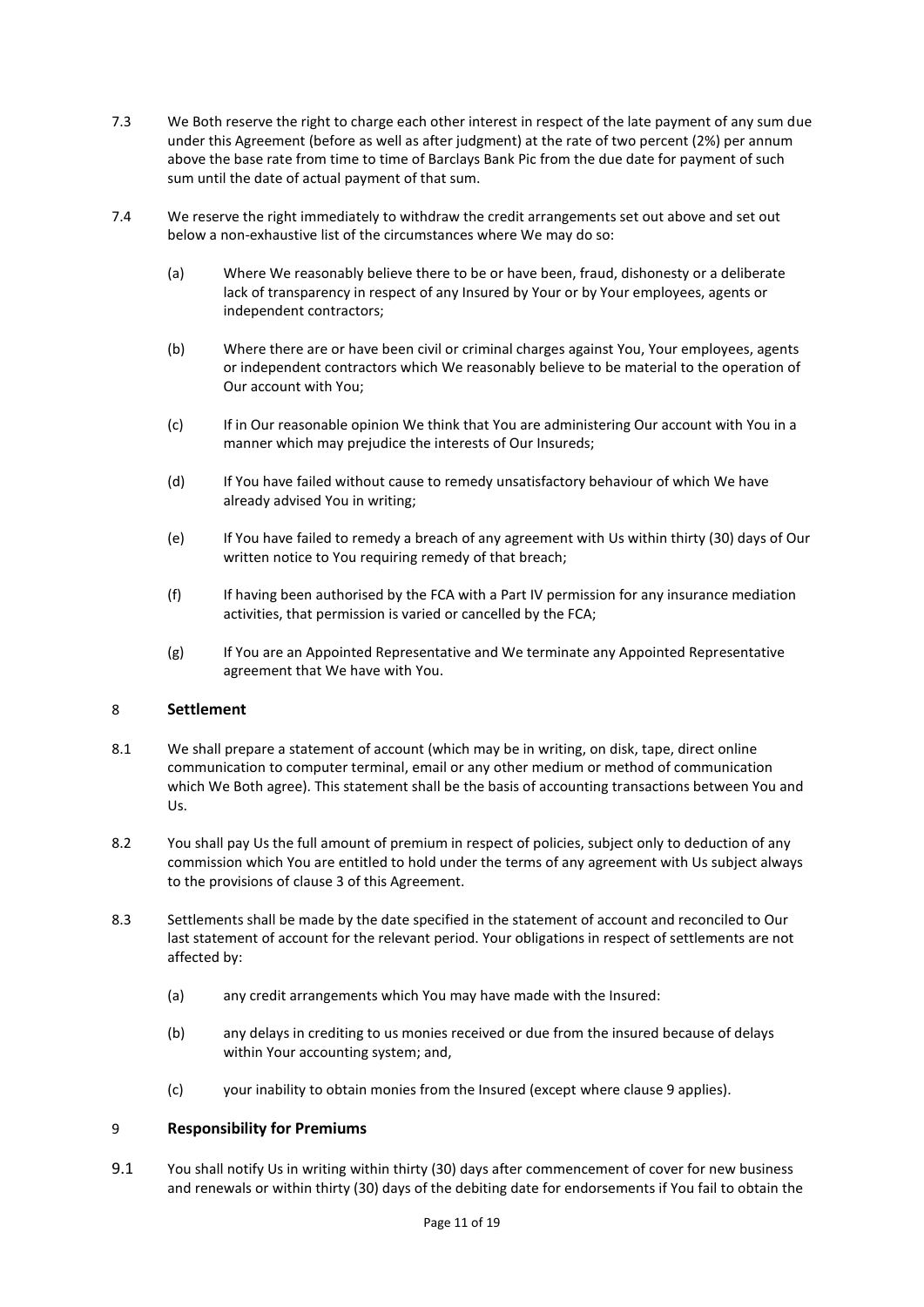7.3 We Both reserve the right to charge each other interest in respect of the late payment of any sum due under this Agreement (before as well as after judgment) at the rate of two percent (2%) per annum above the base rate from time to time of Barclays Bank Pic from the due date for payment of such sum until the date of actual payment of that sum.

7.4 We reserve the right immediately to withdraw the credit arrangements set out above and set out below a non-exhaustive list of the circumstances where We may do so:

(a) Where We reasonably believe there to be or have been, fraud, dishonesty or a deliberate lack of transparency in respect of any Insured by Your or by Your employees, agents or independent contractors;

(b) Where there are or have been civil or criminal charges against You, Your employees, agents or independent contractors which We reasonably believe to be material to the operation of Our account with You;

(c) If in Our reasonable opinion We think that You are administering Our account with You in a manner which may prejudice the interests of Our Insureds;

(d) If You have failed without cause to remedy unsatisfactory behaviour of which We have already advised You in writing;

(e) If You have failed to remedy a breach of any agreement with Us within thirty (30) days of Our written notice to You requiring remedy of that breach;

(f) If having been authorised by the FCA with a Part IV permission for any insurance mediation activities, that permission is varied or cancelled by the FCA;

(g) If You are an Appointed Representative and We terminate any Appointed Representative agreement that We have with You.

## 8 Settlement

8.1 We shall prepare a statement of account (which may be in writing, on disk, tape, direct online communication to computer terminal, email or any other medium or method of communication which We Both agree). This statement shall be the basis of accounting transactions between You and Us.

8.2 You shall pay Us the full amount of premium in respect of policies, subject only to deduction of any commission which You are entitled to hold under the terms of any agreement with Us subject always to the provisions of clause 3 of this Agreement.

8.3 Settlements shall be made by the date specified in the statement of account and reconciled to Our last statement of account for the relevant period. Your obligations in respect of settlements are not affected by:

(a) any credit arrangements which You may have made with the Insured:

(b) any delays in crediting to us monies received or due from the insured because of delays within Your accounting system; and,

(c) your inability to obtain monies from the Insured (except where clause 9 applies).

## 9 Responsibility for Premiums

9.1 You shall notify Us in writing within thirty (30) days after commencement of cover for new business and renewals or within thirty (30) days of the debiting date for endorsements if You fail to obtain the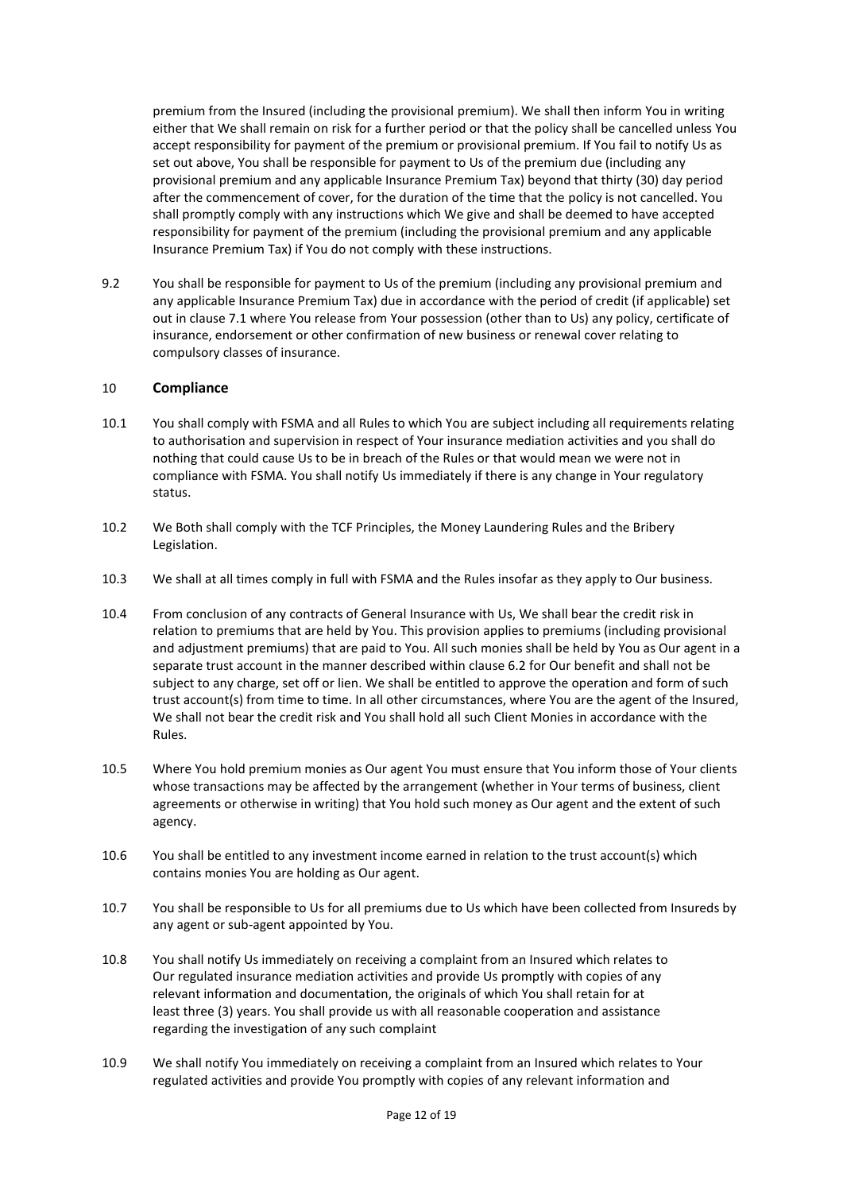premium from the Insured (including the provisional premium). We shall then inform You in writing either that We shall remain on risk for a further period or that the policy shall be cancelled unless You accept responsibility for payment of the premium or provisional premium. If You fail to notify Us as set out above, You shall be responsible for payment to Us of the premium due (including any provisional premium and any applicable Insurance Premium Tax) beyond that thirty (30) day period after the commencement of cover, for the duration of the time that the policy is not cancelled. You shall promptly comply with any instructions which We give and shall be deemed to have accepted responsibility for payment of the premium (including the provisional premium and any applicable Insurance Premium Tax) if You do not comply with these instructions.

9.2 You shall be responsible for payment to Us of the premium (including any provisional premium and any applicable Insurance Premium Tax) due in accordance with the period of credit (if applicable) set out in clause 7.1 where You release from Your possession (other than to Us) any policy, certificate of insurance, endorsement or other confirmation of new business or renewal cover relating to compulsory classes of insurance.

## 10 Compliance

10.1 You shall comply with FSMA and all Rules to which You are subject including all requirements relating to authorisation and supervision in respect of Your insurance mediation activities and you shall do nothing that could cause Us to be in breach of the Rules or that would mean we were not in compliance with FSMA. You shall notify Us immediately if there is any change in Your regulatory status.

10.2 We Both shall comply with the TCF Principles, the Money Laundering Rules and the Bribery Legislation.

10.3 We shall at all times comply in full with FSMA and the Rules insofar as they apply to Our business.

10.4 From conclusion of any contracts of General Insurance with Us, We shall bear the credit risk in relation to premiums that are held by You. This provision applies to premiums (including provisional and adjustment premiums) that are paid to You. All such monies shall be held by You as Our agent in a separate trust account in the manner described within clause 6.2 for Our benefit and shall not be subject to any charge, set off or lien. We shall be entitled to approve the operation and form of such trust account(s) from time to time. In all other circumstances, where You are the agent of the Insured, We shall not bear the credit risk and You shall hold all such Client Monies in accordance with the Rules.

10.5 Where You hold premium monies as Our agent You must ensure that You inform those of Your clients whose transactions may be affected by the arrangement (whether in Your terms of business, client agreements or otherwise in writing) that You hold such money as Our agent and the extent of such agency.

10.6 You shall be entitled to any investment income earned in relation to the trust account(s) which contains monies You are holding as Our agent.

10.7 You shall be responsible to Us for all premiums due to Us which have been collected from Insureds by any agent or sub-agent appointed by You.

10.8 You shall notify Us immediately on receiving a complaint from an Insured which relates to Our regulated insurance mediation activities and provide Us promptly with copies of any relevant information and documentation, the originals of which You shall retain for at least three (3) years. You shall provide us with all reasonable cooperation and assistance regarding the investigation of any such complaint

10.9 We shall notify You immediately on receiving a complaint from an Insured which relates to Your regulated activities and provide You promptly with copies of any relevant information and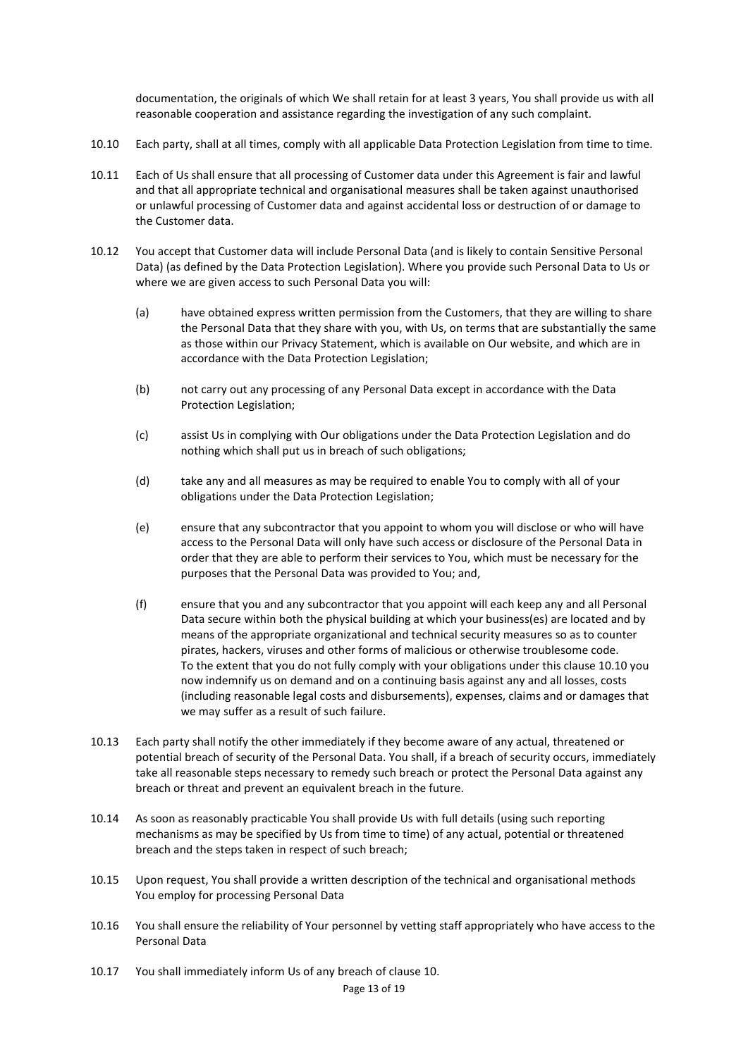documentation, the originals of which We shall retain for at least 3 years, You shall provide us with all reasonable cooperation and assistance regarding the investigation of any such complaint.

10.10 Each party, shall at all times, comply with all applicable Data Protection Legislation from time to time.

10.11 Each of Us shall ensure that all processing of Customer data under this Agreement is fair and lawful and that all appropriate technical and organisational measures shall be taken against unauthorised or unlawful processing of Customer data and against accidental loss or destruction of or damage to the Customer data.

10.12 You accept that Customer data will include Personal Data (and is likely to contain Sensitive Personal Data) (as defined by the Data Protection Legislation). Where you provide such Personal Data to Us or where we are given access to such Personal Data you will:

(a) have obtained express written permission from the Customers, that they are willing to share the Personal Data that they share with you, with Us, on terms that are substantially the same as those within our Privacy Statement, which is available on Our website, and which are in accordance with the Data Protection Legislation;

(b) not carry out any processing of any Personal Data except in accordance with the Data Protection Legislation;

(c) assist Us in complying with Our obligations under the Data Protection Legislation and do nothing which shall put us in breach of such obligations;

(d) take any and all measures as may be required to enable You to comply with all of your obligations under the Data Protection Legislation;

(e) ensure that any subcontractor that you appoint to whom you will disclose or who will have access to the Personal Data will only have such access or disclosure of the Personal Data in order that they are able to perform their services to You, which must be necessary for the purposes that the Personal Data was provided to You; and,

(f) ensure that you and any subcontractor that you appoint will each keep any and all Personal Data secure within both the physical building at which your business(es) are located and by means of the appropriate organizational and technical security measures so as to counter pirates, hackers, viruses and other forms of malicious or otherwise troublesome code.

To the extent that you do not fully comply with your obligations under this clause 10.10 you now indemnify us on demand and on a continuing basis against any and all losses, costs (including reasonable legal costs and disbursements), expenses, claims and or damages that we may suffer as a result of such failure.

10.13 Each party shall notify the other immediately if they become aware of any actual, threatened or potential breach of security of the Personal Data. You shall, if a breach of security occurs, immediately take all reasonable steps necessary to remedy such breach or protect the Personal Data against any breach or threat and prevent an equivalent breach in the future.

10.14 As soon as reasonably practicable You shall provide Us with full details (using such reporting mechanisms as may be specified by Us from time to time) of any actual, potential or threatened breach and the steps taken in respect of such breach;

10.15 Upon request, You shall provide a written description of the technical and organisational methods You employ for processing Personal Data

10.16 You shall ensure the reliability of Your personnel by vetting staff appropriately who have access to the Personal Data

10.17 You shall immediately inform Us of any breach of clause 10.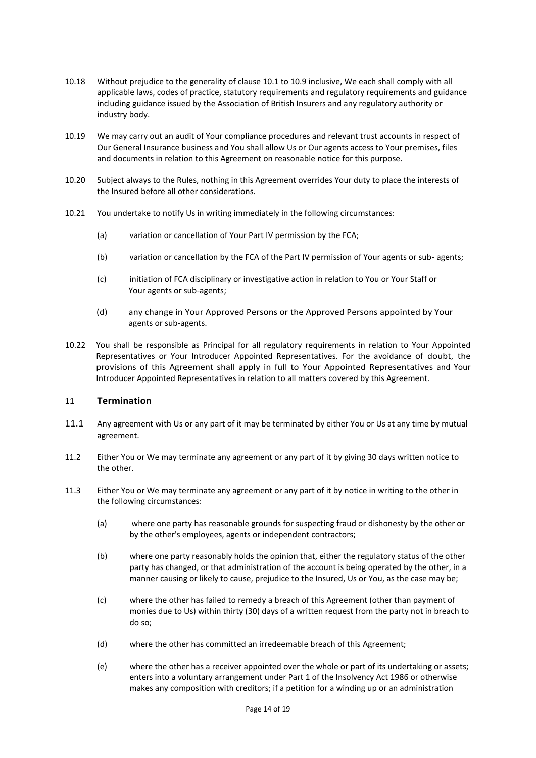10.18 Without prejudice to the generality of clause 10.1 to 10.9 inclusive, We each shall comply with all applicable laws, codes of practice, statutory requirements and regulatory requirements and guidance including guidance issued by the Association of British Insurers and any regulatory authority or industry body.

10.19 We may carry out an audit of Your compliance procedures and relevant trust accounts in respect of Our General Insurance business and You shall allow Us or Our agents access to Your premises, files and documents in relation to this Agreement on reasonable notice for this purpose.

10.20 Subject always to the Rules, nothing in this Agreement overrides Your duty to place the interests of the Insured before all other considerations.

10.21 You undertake to notify Us in writing immediately in the following circumstances:

(a) variation or cancellation of Your Part IV permission by the FCA;

(b) variation or cancellation by the FCA of the Part IV permission of Your agents or sub- agents;

(c) initiation of FCA disciplinary or investigative action in relation to You or Your Staff or Your agents or sub-agents;

(d) any change in Your Approved Persons or the Approved Persons appointed by Your agents or sub-agents.

10.22 You shall be responsible as Principal for all regulatory requirements in relation to Your Appointed Representatives or Your Introducer Appointed Representatives. For the avoidance of doubt, the provisions of this Agreement shall apply in full to Your Appointed Representatives and Your Introducer Appointed Representatives in relation to all matters covered by this Agreement.

## 11 Termination

11.1 Any agreement with Us or any part of it may be terminated by either You or Us at any time by mutual agreement.

11.2 Either You or We may terminate any agreement or any part of it by giving 30 days written notice to the other.

11.3 Either You or We may terminate any agreement or any part of it by notice in writing to the other in the following circumstances:

(a) where one party has reasonable grounds for suspecting fraud or dishonesty by the other or by the other's employees, agents or independent contractors;

(b) where one party reasonably holds the opinion that, either the regulatory status of the other party has changed, or that administration of the account is being operated by the other, in a manner causing or likely to cause, prejudice to the Insured, Us or You, as the case may be;

(c) where the other has failed to remedy a breach of this Agreement (other than payment of monies due to Us) within thirty (30) days of a written request from the party not in breach to do so;

(d) where the other has committed an irredeemable breach of this Agreement;

(e) where the other has a receiver appointed over the whole or part of its undertaking or assets; enters into a voluntary arrangement under Part 1 of the Insolvency Act 1986 or otherwise makes any composition with creditors; if a petition for a winding up or an administration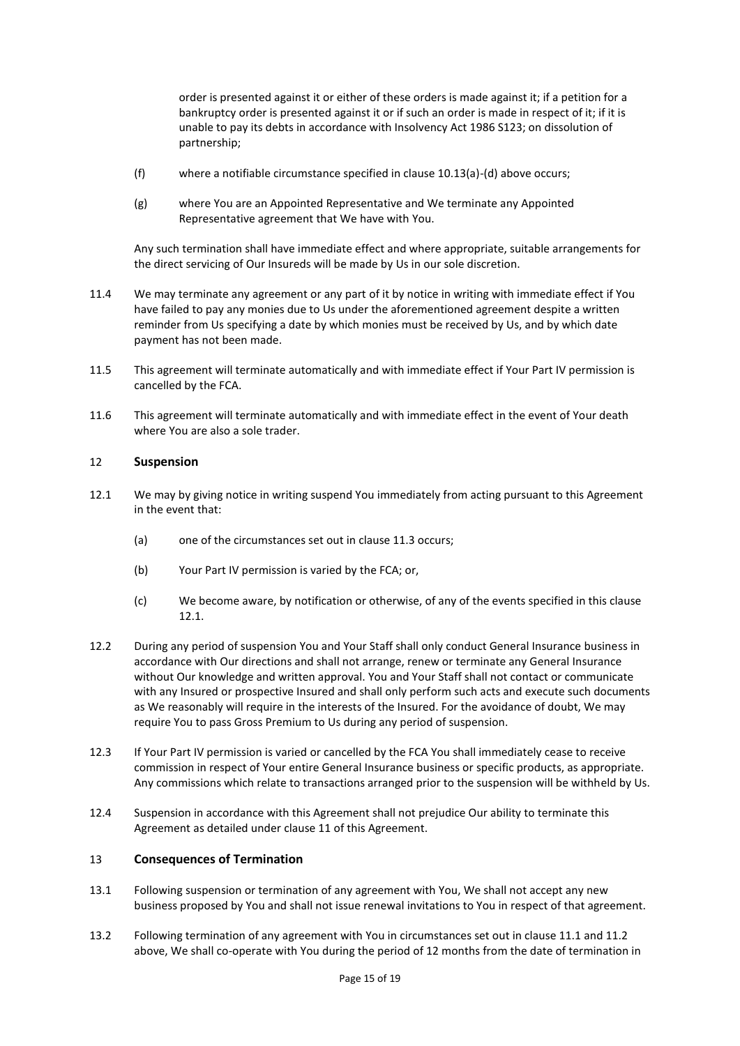order is presented against it or either of these orders is made against it; if a petition for a bankruptcy order is presented against it or if such an order is made in respect of it; if it is unable to pay its debts in accordance with Insolvency Act 1986 S123; on dissolution of partnership;

(f) where a notifiable circumstance specified in clause 10.13(a)-(d) above occurs;

(g) where You are an Appointed Representative and We terminate any Appointed Representative agreement that We have with You.

Any such termination shall have immediate effect and where appropriate, suitable arrangements for the direct servicing of Our Insureds will be made by Us in our sole discretion.

11.4 We may terminate any agreement or any part of it by notice in writing with immediate effect if You have failed to pay any monies due to Us under the aforementioned agreement despite a written reminder from Us specifying a date by which monies must be received by Us, and by which date payment has not been made.

11.5 This agreement will terminate automatically and with immediate effect if Your Part IV permission is cancelled by the FCA.

11.6 This agreement will terminate automatically and with immediate effect in the event of Your death where You are also a sole trader.

## 12 Suspension

12.1 We may by giving notice in writing suspend You immediately from acting pursuant to this Agreement in the event that:

(a) one of the circumstances set out in clause 11.3 occurs;

(b) Your Part IV permission is varied by the FCA; or,

(c) We become aware, by notification or otherwise, of any of the events specified in this clause 12.1.

12.2 During any period of suspension You and Your Staff shall only conduct General Insurance business in accordance with Our directions and shall not arrange, renew or terminate any General Insurance without Our knowledge and written approval. You and Your Staff shall not contact or communicate with any Insured or prospective Insured and shall only perform such acts and execute such documents as We reasonably will require in the interests of the Insured. For the avoidance of doubt, We may require You to pass Gross Premium to Us during any period of suspension.

12.3 If Your Part IV permission is varied or cancelled by the FCA You shall immediately cease to receive commission in respect of Your entire General Insurance business or specific products, as appropriate. Any commissions which relate to transactions arranged prior to the suspension will be withheld by Us.

12.4 Suspension in accordance with this Agreement shall not prejudice Our ability to terminate this Agreement as detailed under clause 11 of this Agreement.

## 13 Consequences of Termination

13.1 Following suspension or termination of any agreement with You, We shall not accept any new business proposed by You and shall not issue renewal invitations to You in respect of that agreement.

13.2 Following termination of any agreement with You in circumstances set out in clause 11.1 and 11.2 above, We shall co-operate with You during the period of 12 months from the date of termination in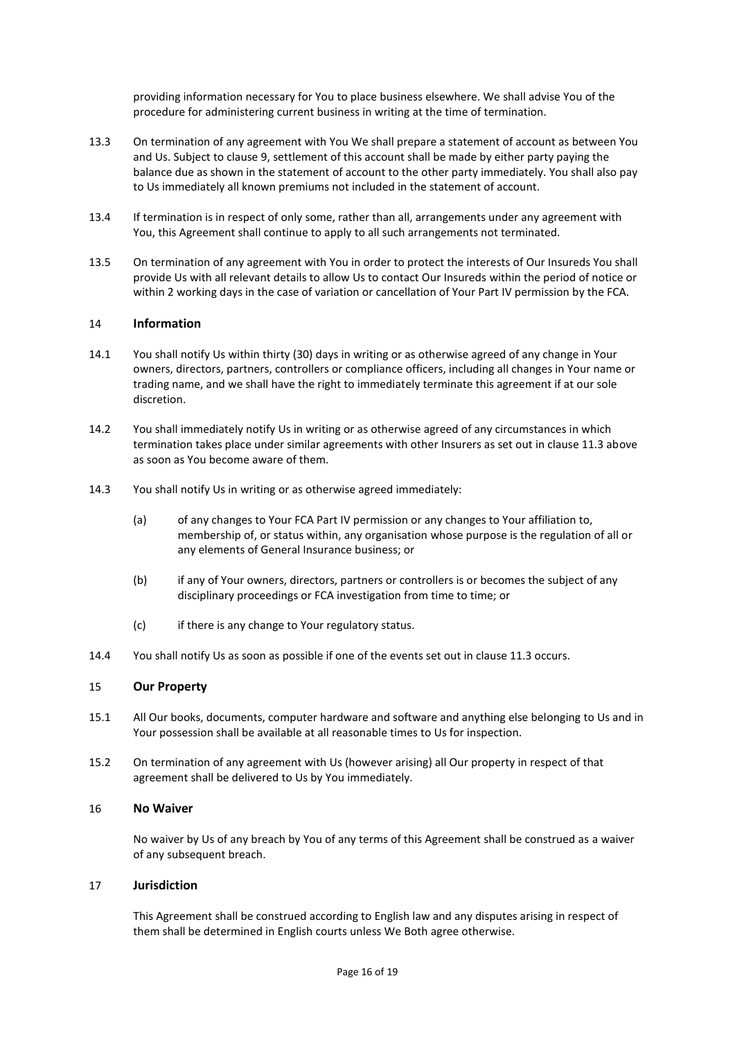providing information necessary for You to place business elsewhere. We shall advise You of the procedure for administering current business in writing at the time of termination.

13.3 On termination of any agreement with You We shall prepare a statement of account as between You and Us. Subject to clause 9, settlement of this account shall be made by either party paying the balance due as shown in the statement of account to the other party immediately. You shall also pay to Us immediately all known premiums not included in the statement of account.

13.4 If termination is in respect of only some, rather than all, arrangements under any agreement with You, this Agreement shall continue to apply to all such arrangements not terminated.

13.5 On termination of any agreement with You in order to protect the interests of Our Insureds You shall provide Us with all relevant details to allow Us to contact Our Insureds within the period of notice or within 2 working days in the case of variation or cancellation of Your Part IV permission by the FCA.

## 14 **Information**

14.1 You shall notify Us within thirty (30) days in writing or as otherwise agreed of any change in Your owners, directors, partners, controllers or compliance officers, including all changes in Your name or trading name, and we shall have the right to immediately terminate this agreement if at our sole discretion.

14.2 You shall immediately notify Us in writing or as otherwise agreed of any circumstances in which termination takes place under similar agreements with other Insurers as set out in clause 11.3 above as soon as You become aware of them.

14.3 You shall notify Us in writing or as otherwise agreed immediately:

(a) of any changes to Your FCA Part IV permission or any changes to Your affiliation to, membership of, or status within, any organisation whose purpose is the regulation of all or any elements of General Insurance business; or

(b) if any of Your owners, directors, partners or controllers is or becomes the subject of any disciplinary proceedings or FCA investigation from time to time; or

(c) if there is any change to Your regulatory status.

14.4 You shall notify Us as soon as possible if one of the events set out in clause 11.3 occurs.

## 15 **Our Property**

15.1 All Our books, documents, computer hardware and software and anything else belonging to Us and in Your possession shall be available at all reasonable times to Us for inspection.

15.2 On termination of any agreement with Us (however arising) all Our property in respect of that agreement shall be delivered to Us by You immediately.

## 16 **No Waiver**

No waiver by Us of any breach by You of any terms of this Agreement shall be construed as a waiver of any subsequent breach.

## 17 **Jurisdiction**

This Agreement shall be construed according to English law and any disputes arising in respect of them shall be determined in English courts unless We Both agree otherwise.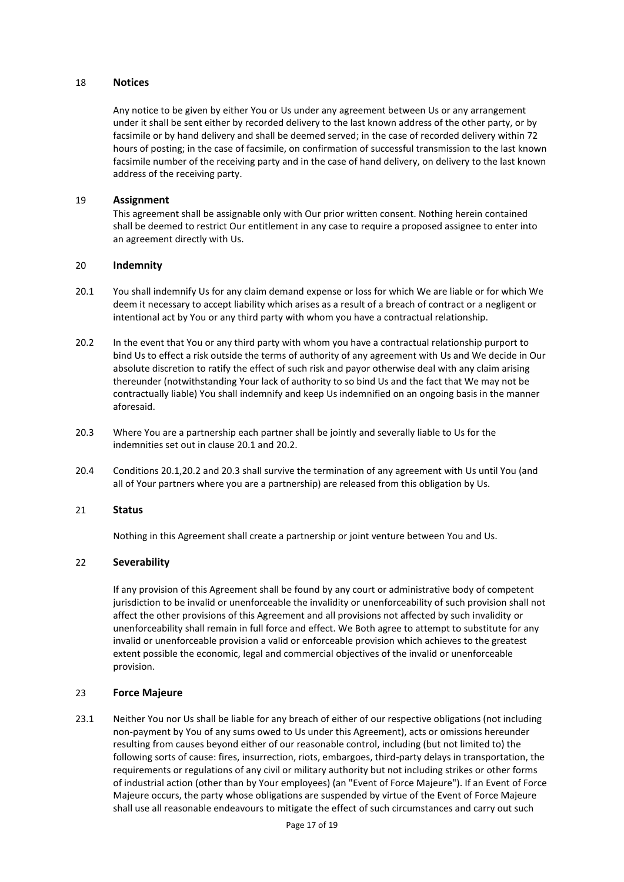## 18 Notices

Any notice to be given by either You or Us under any agreement between Us or any arrangement under it shall be sent either by recorded delivery to the last known address of the other party, or by facsimile or by hand delivery and shall be deemed served; in the case of recorded delivery within 72 hours of posting; in the case of facsimile, on confirmation of successful transmission to the last known facsimile number of the receiving party and in the case of hand delivery, on delivery to the last known address of the receiving party.

## 19 Assignment

This agreement shall be assignable only with Our prior written consent. Nothing herein contained shall be deemed to restrict Our entitlement in any case to require a proposed assignee to enter into an agreement directly with Us.

## 20 Indemnity

20.1 You shall indemnify Us for any claim demand expense or loss for which We are liable or for which We deem it necessary to accept liability which arises as a result of a breach of contract or a negligent or intentional act by You or any third party with whom you have a contractual relationship.

20.2 In the event that You or any third party with whom you have a contractual relationship purport to bind Us to effect a risk outside the terms of authority of any agreement with Us and We decide in Our absolute discretion to ratify the effect of such risk and payor otherwise deal with any claim arising thereunder (notwithstanding Your lack of authority to so bind Us and the fact that We may not be contractually liable) You shall indemnify and keep Us indemnified on an ongoing basis in the manner aforesaid.

20.3 Where You are a partnership each partner shall be jointly and severally liable to Us for the indemnities set out in clause 20.1 and 20.2.

20.4 Conditions 20.1,20.2 and 20.3 shall survive the termination of any agreement with Us until You (and all of Your partners where you are a partnership) are released from this obligation by Us.

## 21 Status

Nothing in this Agreement shall create a partnership or joint venture between You and Us.

## 22 Severability

If any provision of this Agreement shall be found by any court or administrative body of competent jurisdiction to be invalid or unenforceable the invalidity or unenforceability of such provision shall not affect the other provisions of this Agreement and all provisions not affected by such invalidity or unenforceability shall remain in full force and effect. We Both agree to attempt to substitute for any invalid or unenforceable provision a valid or enforceable provision which achieves to the greatest extent possible the economic, legal and commercial objectives of the invalid or unenforceable provision.

## 23 Force Majeure

23.1 Neither You nor Us shall be liable for any breach of either of our respective obligations (not including non-payment by You of any sums owed to Us under this Agreement), acts or omissions hereunder resulting from causes beyond either of our reasonable control, including (but not limited to) the following sorts of cause: fires, insurrection, riots, embargoes, third-party delays in transportation, the requirements or regulations of any civil or military authority but not including strikes or other forms of industrial action (other than by Your employees) (an "Event of Force Majeure"). If an Event of Force Majeure occurs, the party whose obligations are suspended by virtue of the Event of Force Majeure shall use all reasonable endeavours to mitigate the effect of such circumstances and carry out such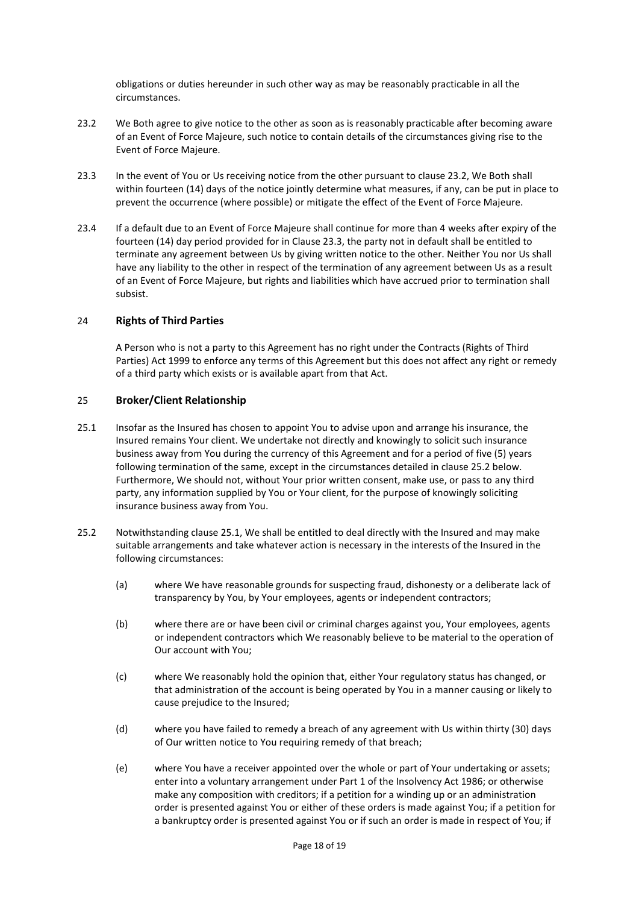obligations or duties hereunder in such other way as may be reasonably practicable in all the circumstances.

23.2 We Both agree to give notice to the other as soon as is reasonably practicable after becoming aware of an Event of Force Majeure, such notice to contain details of the circumstances giving rise to the Event of Force Majeure.

23.3 In the event of You or Us receiving notice from the other pursuant to clause 23.2, We Both shall within fourteen (14) days of the notice jointly determine what measures, if any, can be put in place to prevent the occurrence (where possible) or mitigate the effect of the Event of Force Majeure.

23.4 If a default due to an Event of Force Majeure shall continue for more than 4 weeks after expiry of the fourteen (14) day period provided for in Clause 23.3, the party not in default shall be entitled to terminate any agreement between Us by giving written notice to the other. Neither You nor Us shall have any liability to the other in respect of the termination of any agreement between Us as a result of an Event of Force Majeure, but rights and liabilities which have accrued prior to termination shall subsist.

## 24 Rights of Third Parties

A Person who is not a party to this Agreement has no right under the Contracts (Rights of Third Parties) Act 1999 to enforce any terms of this Agreement but this does not affect any right or remedy of a third party which exists or is available apart from that Act.

## 25 Broker/Client Relationship

25.1 Insofar as the Insured has chosen to appoint You to advise upon and arrange his insurance, the Insured remains Your client. We undertake not directly and knowingly to solicit such insurance business away from You during the currency of this Agreement and for a period of five (5) years following termination of the same, except in the circumstances detailed in clause 25.2 below. Furthermore, We should not, without Your prior written consent, make use, or pass to any third party, any information supplied by You or Your client, for the purpose of knowingly soliciting insurance business away from You.

25.2 Notwithstanding clause 25.1, We shall be entitled to deal directly with the Insured and may make suitable arrangements and take whatever action is necessary in the interests of the Insured in the following circumstances:

(a) where We have reasonable grounds for suspecting fraud, dishonesty or a deliberate lack of transparency by You, by Your employees, agents or independent contractors;

(b) where there are or have been civil or criminal charges against you, Your employees, agents or independent contractors which We reasonably believe to be material to the operation of Our account with You;

(c) where We reasonably hold the opinion that, either Your regulatory status has changed, or that administration of the account is being operated by You in a manner causing or likely to cause prejudice to the Insured;

(d) where you have failed to remedy a breach of any agreement with Us within thirty (30) days of Our written notice to You requiring remedy of that breach;

(e) where You have a receiver appointed over the whole or part of Your undertaking or assets; enter into a voluntary arrangement under Part 1 of the Insolvency Act 1986; or otherwise make any composition with creditors; if a petition for a winding up or an administration order is presented against You or either of these orders is made against You; if a petition for a bankruptcy order is presented against You or if such an order is made in respect of You; if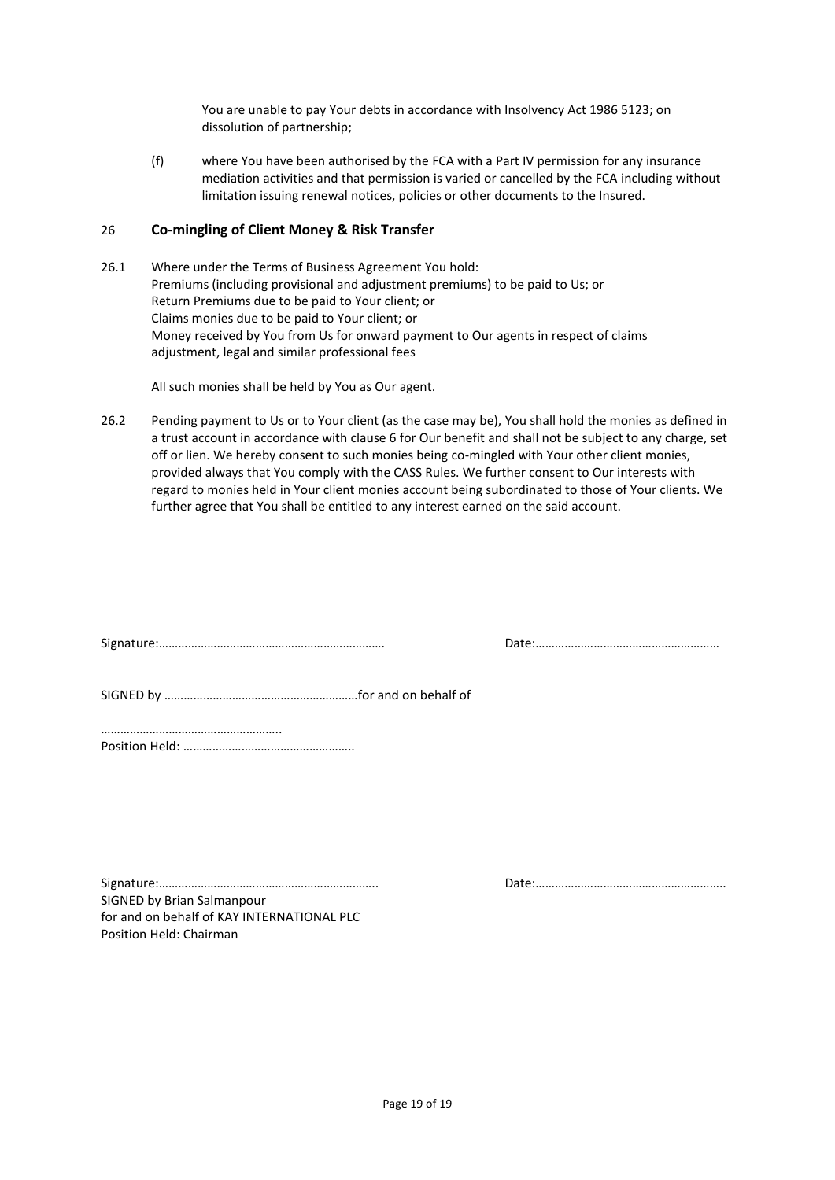You are unable to pay Your debts in accordance with Insolvency Act 1986 5123; on dissolution of partnership;

(f) where You have been authorised by the FCA with a Part IV permission for any insurance mediation activities and that permission is varied or cancelled by the FCA including without limitation issuing renewal notices, policies or other documents to the Insured.

## 26 Co-mingling of Client Money & Risk Transfer

26.1 Where under the Terms of Business Agreement You hold:
Premiums (including provisional and adjustment premiums) to be paid to Us; or
Return Premiums due to be paid to Your client; or
Claims monies due to be paid to Your client; or
Money received by You from Us for onward payment to Our agents in respect of claims adjustment, legal and similar professional fees

All such monies shall be held by You as Our agent.

26.2 Pending payment to Us or to Your client (as the case may be), You shall hold the monies as defined in a trust account in accordance with clause 6 for Our benefit and shall not be subject to any charge, set off or lien. We hereby consent to such monies being co-mingled with Your other client monies, provided always that You comply with the CASS Rules. We further consent to Our interests with regard to monies held in Your client monies account being subordinated to those of Your clients. We further agree that You shall be entitled to any interest earned on the said account.

Signature:…………………………………………………………… Date:…………………………………………………

SIGNED by ……………………………………………………for and on behalf of

………………………………………………
Position Held: ……………………………………………

Signature:…………………………………………………………… Date:…………………………………………………
SIGNED by Brian Salmanpour
for and on behalf of KAY INTERNATIONAL PLC
Position Held: Chairman